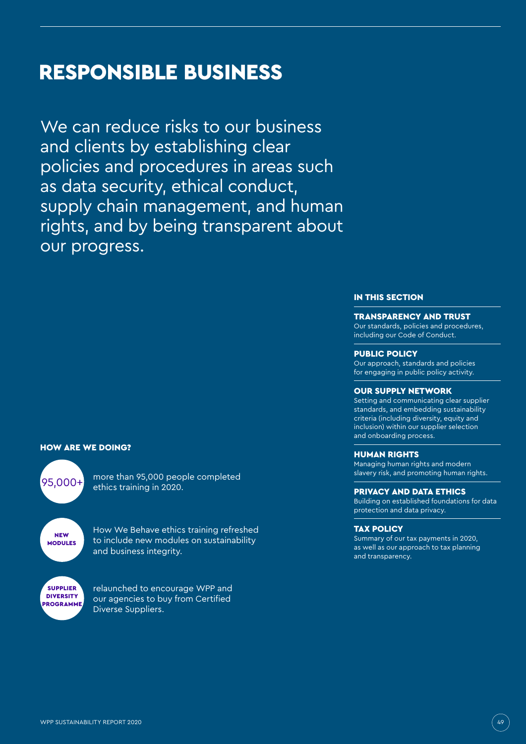# RESPONSIBLE BUSINESS

We can reduce risks to our business and clients by establishing clear policies and procedures in areas such as data security, ethical conduct, supply chain management, and human rights, and by being transparent about our progress.

## HOW ARE WE DOING?

**95,000+**

more than 95,000 people completed ethics training in 2020.

**NEW MODULES**

How We Behave ethics training refreshed to include new modules on sustainability and business integrity.

**SUPPLIER DIVERSITY PROGRAMME**

relaunched to encourage WPP and our agencies to buy from Certified Diverse Suppliers.

## IN THIS SECTION

### TRANSPARENCY AND TRUST

Our standards, policies and procedures, including our Code of Conduct.

### PUBLIC POLICY

Our approach, standards and policies for engaging in public policy activity.

### OUR SUPPLY NETWORK

Setting and communicating clear supplier standards, and embedding sustainability criteria (including diversity, equity and inclusion) within our supplier selection and onboarding process.

### HUMAN RIGHTS

Managing human rights and modern slavery risk, and promoting human rights.

### PRIVACY AND DATA ETHICS

Building on established foundations for data protection and data privacy.

### TAX POLICY

Summary of our tax payments in 2020, as well as our approach to tax planning and transparency.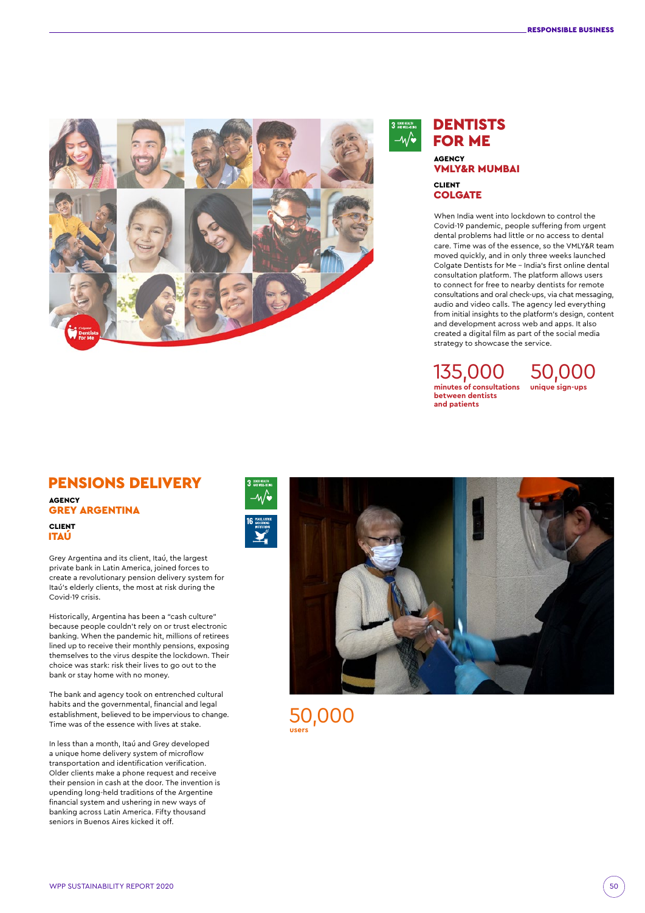## DENTISTS FOR ME

**AGENCY**
**VMLY&R MUMBAI**

**CLIENT**
**COLGATE**

When India went into lockdown to control the Covid-19 pandemic, people suffering from urgent dental problems had little or no access to dental care. Time was of the essence, so the VMLY&R team moved quickly, and in only three weeks launched Colgate Dentists for Me – India's first online dental consultation platform. The platform allows users to connect for free to nearby dentists for remote consultations and oral check-ups, via chat messaging, audio and video calls. The agency led everything from initial insights to the platform's design, content and development across web and apps. It also created a digital film as part of the social media strategy to showcase the service.

**135,000**
minutes of consultations between dentists and patients

**50,000**
unique sign-ups

## PENSIONS DELIVERY

**AGENCY**
**GREY ARGENTINA**

**CLIENT**
**ITAÚ**

Grey Argentina and its client, Itaú, the largest private bank in Latin America, joined forces to create a revolutionary pension delivery system for Itaú's elderly clients, the most at risk during the Covid-19 crisis.

Historically, Argentina has been a "cash culture" because people couldn't rely on or trust electronic banking. When the pandemic hit, millions of retirees lined up to receive their monthly pensions, exposing themselves to the virus despite the lockdown. Their choice was stark: risk their lives to go out to the bank or stay home with no money.

The bank and agency took on entrenched cultural habits and the governmental, financial and legal establishment, believed to be impervious to change. Time was of the essence with lives at stake.

In less than a month, Itaú and Grey developed a unique home delivery system of microflow transportation and identification verification. Older clients make a phone request and receive their pension in cash at the door. The invention is upending long-held traditions of the Argentine financial system and ushering in new ways of banking across Latin America. Fifty thousand seniors in Buenos Aires kicked it off.

**50,000**
users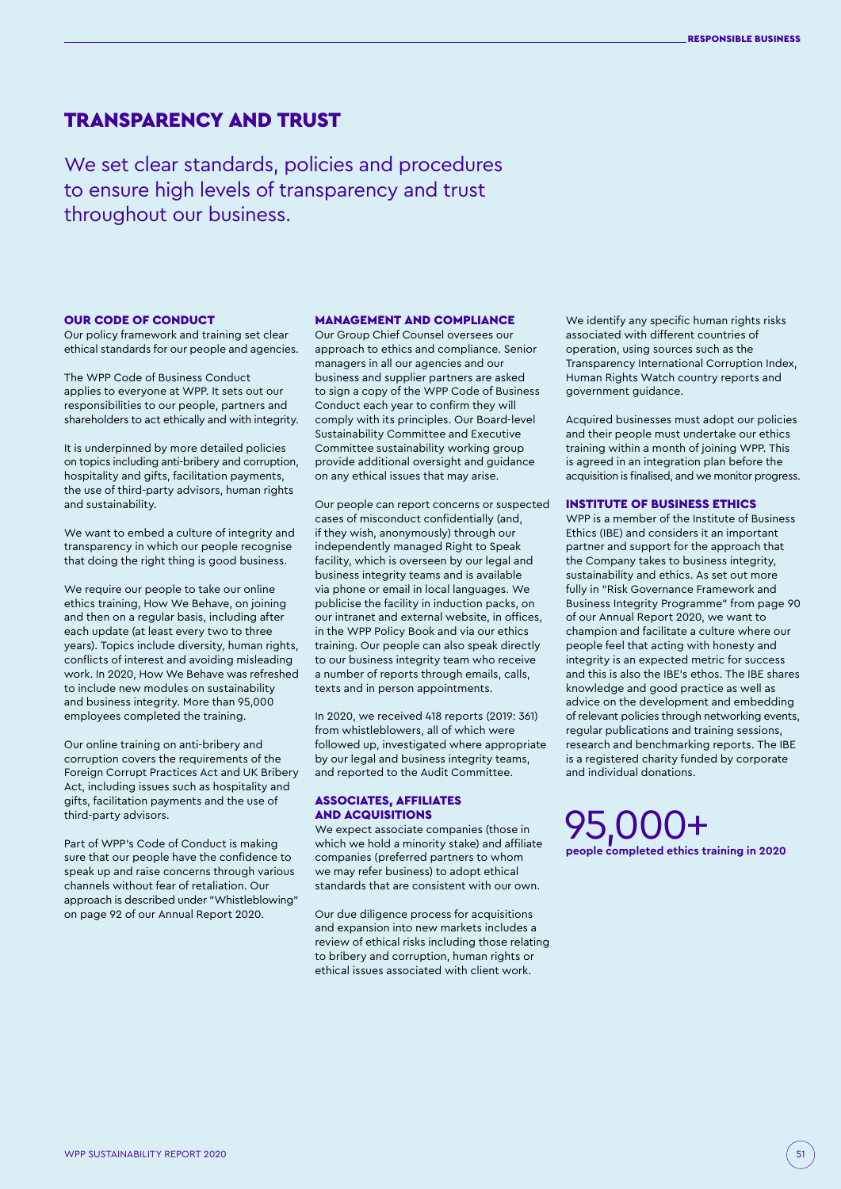# TRANSPARENCY AND TRUST

We set clear standards, policies and procedures to ensure high levels of transparency and trust throughout our business.

### OUR CODE OF CONDUCT

Our policy framework and training set clear ethical standards for our people and agencies.

The WPP Code of Business Conduct applies to everyone at WPP. It sets out our responsibilities to our people, partners and shareholders to act ethically and with integrity.

It is underpinned by more detailed policies on topics including anti-bribery and corruption, hospitality and gifts, facilitation payments, the use of third-party advisors, human rights and sustainability.

We want to embed a culture of integrity and transparency in which our people recognise that doing the right thing is good business.

We require our people to take our online ethics training, How We Behave, on joining and then on a regular basis, including after each update (at least every two to three years). Topics include diversity, human rights, conflicts of interest and avoiding misleading work. In 2020, How We Behave was refreshed to include new modules on sustainability and business integrity. More than 95,000 employees completed the training.

Our online training on anti-bribery and corruption covers the requirements of the Foreign Corrupt Practices Act and UK Bribery Act, including issues such as hospitality and gifts, facilitation payments and the use of third-party advisors.

Part of WPP's Code of Conduct is making sure that our people have the confidence to speak up and raise concerns through various channels without fear of retaliation. Our approach is described under "Whistleblowing" on page 92 of our Annual Report 2020.

### MANAGEMENT AND COMPLIANCE

Our Group Chief Counsel oversees our approach to ethics and compliance. Senior managers in all our agencies and our business and supplier partners are asked to sign a copy of the WPP Code of Business Conduct each year to confirm they will comply with its principles. Our Board-level Sustainability Committee and Executive Committee sustainability working group provide additional oversight and guidance on any ethical issues that may arise.

Our people can report concerns or suspected cases of misconduct confidentially (and, if they wish, anonymously) through our independently managed Right to Speak facility, which is overseen by our legal and business integrity teams and is available via phone or email in local languages. We publicise the facility in induction packs, on our intranet and external website, in offices, in the WPP Policy Book and via our ethics training. Our people can also speak directly to our business integrity team who receive a number of reports through emails, calls, texts and in person appointments.

In 2020, we received 418 reports (2019: 361) from whistleblowers, all of which were followed up, investigated where appropriate by our legal and business integrity teams, and reported to the Audit Committee.

### ASSOCIATES, AFFILIATES AND ACQUISITIONS

We expect associate companies (those in which we hold a minority stake) and affiliate companies (preferred partners to whom we may refer business) to adopt ethical standards that are consistent with our own.

Our due diligence process for acquisitions and expansion into new markets includes a review of ethical risks including those relating to bribery and corruption, human rights or ethical issues associated with client work.

We identify any specific human rights risks associated with different countries of operation, using sources such as the Transparency International Corruption Index, Human Rights Watch country reports and government guidance.

Acquired businesses must adopt our policies and their people must undertake our ethics training within a month of joining WPP. This is agreed in an integration plan before the acquisition is finalised, and we monitor progress.

### INSTITUTE OF BUSINESS ETHICS

WPP is a member of the Institute of Business Ethics (IBE) and considers it an important partner and support for the approach that the Company takes to business integrity, sustainability and ethics. As set out more fully in "Risk Governance Framework and Business Integrity Programme" from page 90 of our Annual Report 2020, we want to champion and facilitate a culture where our people feel that acting with honesty and integrity is an expected metric for success and this is also the IBE's ethos. The IBE shares knowledge and good practice as well as advice on the development and embedding of relevant policies through networking events, regular publications and training sessions, research and benchmarking reports. The IBE is a registered charity funded by corporate and individual donations.

**95,000+**
**people completed ethics training in 2020**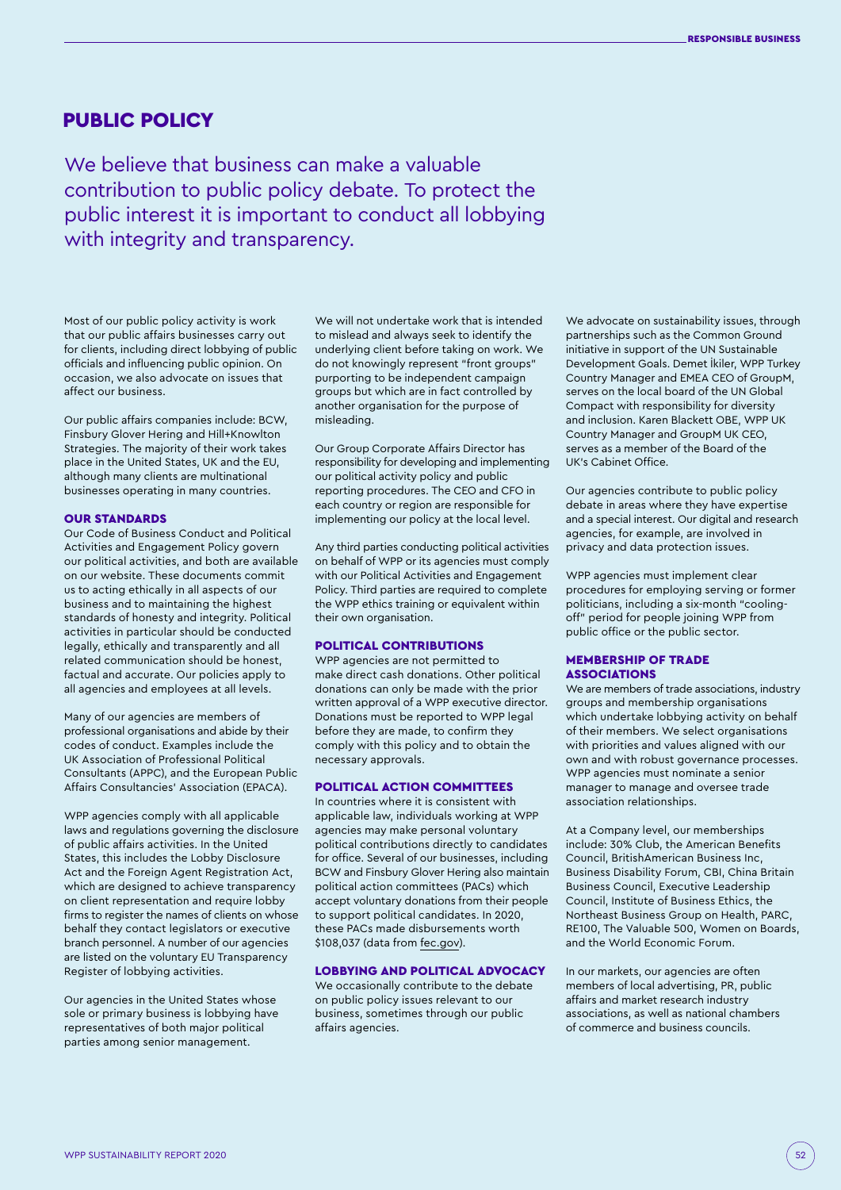# PUBLIC POLICY

We believe that business can make a valuable contribution to public policy debate. To protect the public interest it is important to conduct all lobbying with integrity and transparency.

Most of our public policy activity is work that our public affairs businesses carry out for clients, including direct lobbying of public officials and influencing public opinion. On occasion, we also advocate on issues that affect our business.

Our public affairs companies include: BCW, Finsbury Glover Hering and Hill+Knowlton Strategies. The majority of their work takes place in the United States, UK and the EU, although many clients are multinational businesses operating in many countries.

### OUR STANDARDS

Our Code of Business Conduct and Political Activities and Engagement Policy govern our political activities, and both are available on our website. These documents commit us to acting ethically in all aspects of our business and to maintaining the highest standards of honesty and integrity. Political activities in particular should be conducted legally, ethically and transparently and all related communication should be honest, factual and accurate. Our policies apply to all agencies and employees at all levels.

Many of our agencies are members of professional organisations and abide by their codes of conduct. Examples include the UK Association of Professional Political Consultants (APPC), and the European Public Affairs Consultancies' Association (EPACA).

WPP agencies comply with all applicable laws and regulations governing the disclosure of public affairs activities. In the United States, this includes the Lobby Disclosure Act and the Foreign Agent Registration Act, which are designed to achieve transparency on client representation and require lobby firms to register the names of clients on whose behalf they contact legislators or executive branch personnel. A number of our agencies are listed on the voluntary EU Transparency Register of lobbying activities.

Our agencies in the United States whose sole or primary business is lobbying have representatives of both major political parties among senior management.

We will not undertake work that is intended to mislead and always seek to identify the underlying client before taking on work. We do not knowingly represent "front groups" purporting to be independent campaign groups but which are in fact controlled by another organisation for the purpose of misleading.

Our Group Corporate Affairs Director has responsibility for developing and implementing our political activity policy and public reporting procedures. The CEO and CFO in each country or region are responsible for implementing our policy at the local level.

Any third parties conducting political activities on behalf of WPP or its agencies must comply with our Political Activities and Engagement Policy. Third parties are required to complete the WPP ethics training or equivalent within their own organisation.

### POLITICAL CONTRIBUTIONS

WPP agencies are not permitted to make direct cash donations. Other political donations can only be made with the prior written approval of a WPP executive director. Donations must be reported to WPP legal before they are made, to confirm they comply with this policy and to obtain the necessary approvals.

### POLITICAL ACTION COMMITTEES

In countries where it is consistent with applicable law, individuals working at WPP agencies may make personal voluntary political contributions directly to candidates for office. Several of our businesses, including BCW and Finsbury Glover Hering also maintain political action committees (PACs) which accept voluntary donations from their people to support political candidates. In 2020, these PACs made disbursements worth $108,037 (data from fec.gov).

### LOBBYING AND POLITICAL ADVOCACY

We occasionally contribute to the debate on public policy issues relevant to our business, sometimes through our public affairs agencies.

We advocate on sustainability issues, through partnerships such as the Common Ground initiative in support of the UN Sustainable Development Goals. Demet İkiler, WPP Turkey Country Manager and EMEA CEO of GroupM, serves on the local board of the UN Global Compact with responsibility for diversity and inclusion. Karen Blackett OBE, WPP UK Country Manager and GroupM UK CEO, serves as a member of the Board of the UK's Cabinet Office.

Our agencies contribute to public policy debate in areas where they have expertise and a special interest. Our digital and research agencies, for example, are involved in privacy and data protection issues.

WPP agencies must implement clear procedures for employing serving or former politicians, including a six-month "cooling-off" period for people joining WPP from public office or the public sector.

### MEMBERSHIP OF TRADE ASSOCIATIONS

We are members of trade associations, industry groups and membership organisations which undertake lobbying activity on behalf of their members. We select organisations with priorities and values aligned with our own and with robust governance processes. WPP agencies must nominate a senior manager to manage and oversee trade association relationships.

At a Company level, our memberships include: 30% Club, the American Benefits Council, BritishAmerican Business Inc, Business Disability Forum, CBI, China Britain Business Council, Executive Leadership Council, Institute of Business Ethics, the Northeast Business Group on Health, PARC, RE100, The Valuable 500, Women on Boards, and the World Economic Forum.

In our markets, our agencies are often members of local advertising, PR, public affairs and market research industry associations, as well as national chambers of commerce and business councils.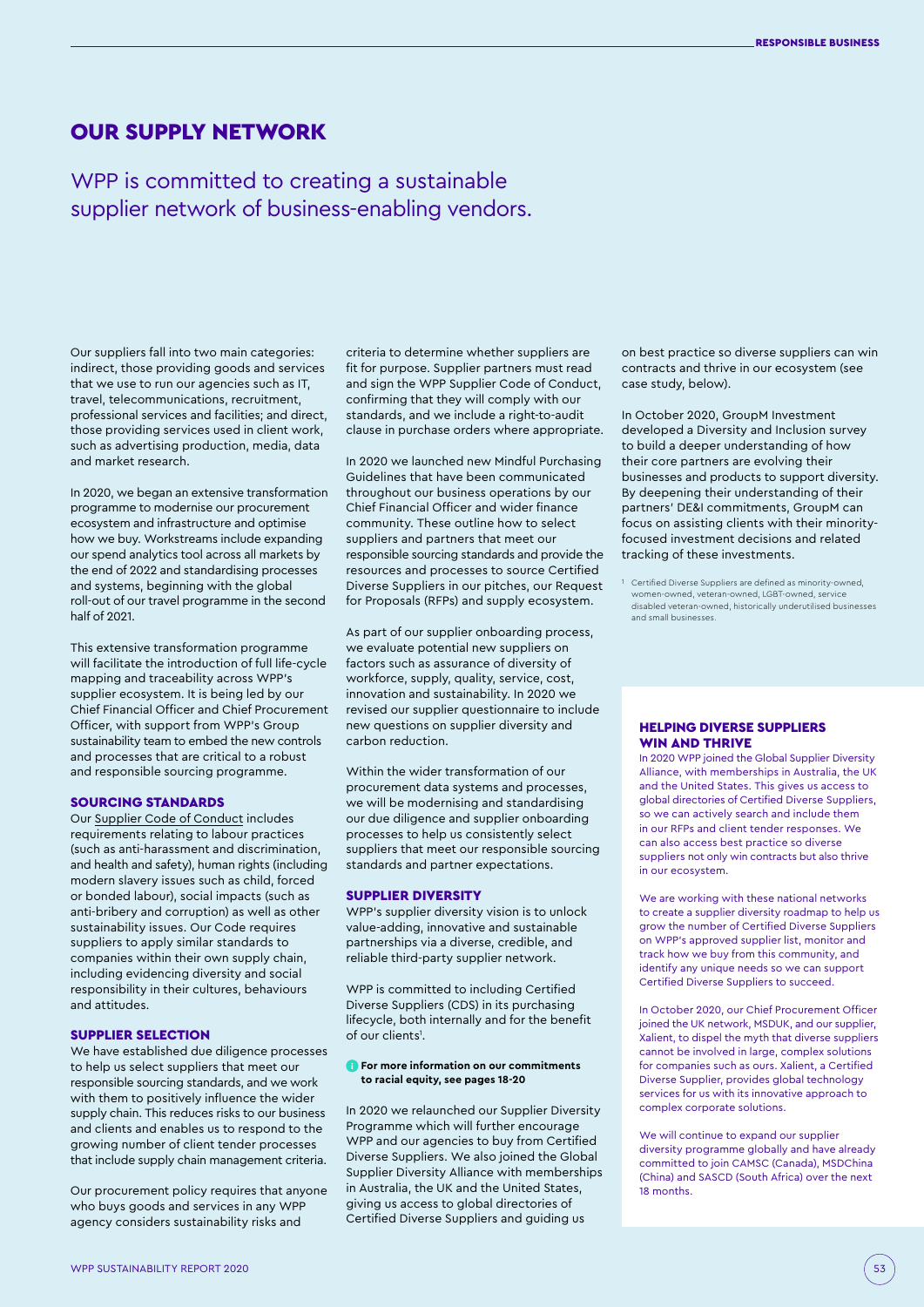# OUR SUPPLY NETWORK

## WPP is committed to creating a sustainable supplier network of business-enabling vendors.

Our suppliers fall into two main categories: indirect, those providing goods and services that we use to run our agencies such as IT, travel, telecommunications, recruitment, professional services and facilities; and direct, those providing services used in client work, such as advertising production, media, data and market research.

In 2020, we began an extensive transformation programme to modernise our procurement ecosystem and infrastructure and optimise how we buy. Workstreams include expanding our spend analytics tool across all markets by the end of 2022 and standardising processes and systems, beginning with the global roll-out of our travel programme in the second half of 2021.

This extensive transformation programme will facilitate the introduction of full life-cycle mapping and traceability across WPP's supplier ecosystem. It is being led by our Chief Financial Officer and Chief Procurement Officer, with support from WPP's Group sustainability team to embed the new controls and processes that are critical to a robust and responsible sourcing programme.

### SOURCING STANDARDS

Our Supplier Code of Conduct includes requirements relating to labour practices (such as anti-harassment and discrimination, and health and safety), human rights (including modern slavery issues such as child, forced or bonded labour), social impacts (such as anti-bribery and corruption) as well as other sustainability issues. Our Code requires suppliers to apply similar standards to companies within their own supply chain, including evidencing diversity and social responsibility in their cultures, behaviours and attitudes.

### SUPPLIER SELECTION

We have established due diligence processes to help us select suppliers that meet our responsible sourcing standards, and we work with them to positively influence the wider supply chain. This reduces risks to our business and clients and enables us to respond to the growing number of client tender processes that include supply chain management criteria.

Our procurement policy requires that anyone who buys goods and services in any WPP agency considers sustainability risks and criteria to determine whether suppliers are fit for purpose. Supplier partners must read and sign the WPP Supplier Code of Conduct, confirming that they will comply with our standards, and we include a right-to-audit clause in purchase orders where appropriate.

In 2020 we launched new Mindful Purchasing Guidelines that have been communicated throughout our business operations by our Chief Financial Officer and wider finance community. These outline how to select suppliers and partners that meet our responsible sourcing standards and provide the resources and processes to source Certified Diverse Suppliers in our pitches, our Request for Proposals (RFPs) and supply ecosystem.

As part of our supplier onboarding process, we evaluate potential new suppliers on factors such as assurance of diversity of workforce, supply, quality, service, cost, innovation and sustainability. In 2020 we revised our supplier questionnaire to include new questions on supplier diversity and carbon reduction.

Within the wider transformation of our procurement data systems and processes, we will be modernising and standardising our due diligence and supplier onboarding processes to help us consistently select suppliers that meet our responsible sourcing standards and partner expectations.

### SUPPLIER DIVERSITY

WPP's supplier diversity vision is to unlock value-adding, innovative and sustainable partnerships via a diverse, credible, and reliable third-party supplier network.

WPP is committed to including Certified Diverse Suppliers (CDS) in its purchasing lifecycle, both internally and for the benefit of our clients[1].

**For more information on our commitments to racial equity, see pages 18-20**

In 2020 we relaunched our Supplier Diversity Programme which will further encourage WPP and our agencies to buy from Certified Diverse Suppliers. We also joined the Global Supplier Diversity Alliance with memberships in Australia, the UK and the United States, giving us access to global directories of Certified Diverse Suppliers and guiding us on best practice so diverse suppliers can win contracts and thrive in our ecosystem (see case study, below).

In October 2020, GroupM Investment developed a Diversity and Inclusion survey to build a deeper understanding of how their core partners are evolving their businesses and products to support diversity. By deepening their understanding of their partners' DE&I commitments, GroupM can focus on assisting clients with their minority-focused investment decisions and related tracking of these investments.

[1] Certified Diverse Suppliers are defined as minority-owned, women-owned, veteran-owned, LGBT-owned, service disabled veteran-owned, historically underutilised businesses and small businesses.

### HELPING DIVERSE SUPPLIERS WIN AND THRIVE

In 2020 WPP joined the Global Supplier Diversity Alliance, with memberships in Australia, the UK and the United States. This gives us access to global directories of Certified Diverse Suppliers, so we can actively search and include them in our RFPs and client tender responses. We can also access best practice so diverse suppliers not only win contracts but also thrive in our ecosystem.

We are working with these national networks to create a supplier diversity roadmap to help us grow the number of Certified Diverse Suppliers on WPP's approved supplier list, monitor and track how we buy from this community, and identify any unique needs so we can support Certified Diverse Suppliers to succeed.

In October 2020, our Chief Procurement Officer joined the UK network, MSDUK, and our supplier, Xalient, to dispel the myth that diverse suppliers cannot be involved in large, complex solutions for companies such as ours. Xalient, a Certified Diverse Supplier, provides global technology services for us with its innovative approach to complex corporate solutions.

We will continue to expand our supplier diversity programme globally and have already committed to join CAMSC (Canada), MSDChina (China) and SASCD (South Africa) over the next 18 months.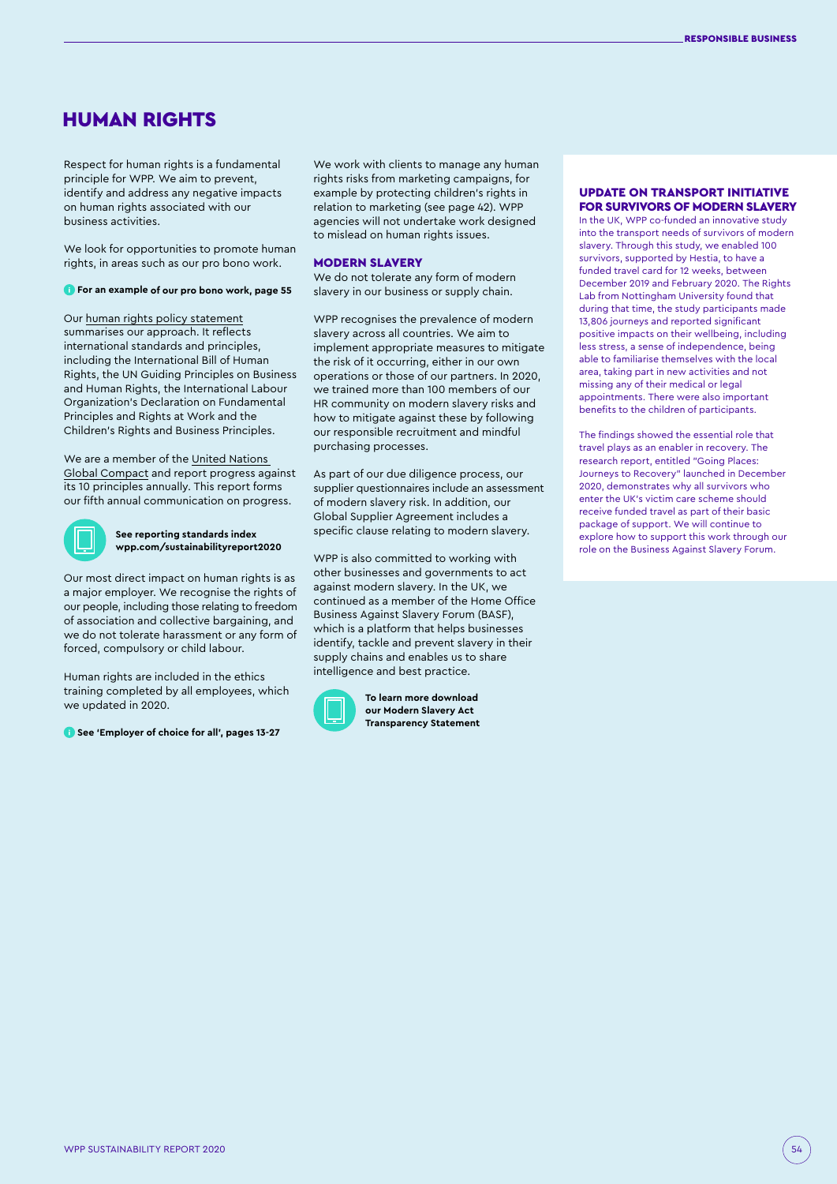# HUMAN RIGHTS

Respect for human rights is a fundamental principle for WPP. We aim to prevent, identify and address any negative impacts on human rights associated with our business activities.

We look for opportunities to promote human rights, in areas such as our pro bono work.

**For an example of our pro bono work, page 55**

Our human rights policy statement summarises our approach. It reflects international standards and principles, including the International Bill of Human Rights, the UN Guiding Principles on Business and Human Rights, the International Labour Organization's Declaration on Fundamental Principles and Rights at Work and the Children's Rights and Business Principles.

We are a member of the United Nations Global Compact and report progress against its 10 principles annually. This report forms our fifth annual communication on progress.

**See reporting standards index wpp.com/sustainabilityreport2020**

Our most direct impact on human rights is as a major employer. We recognise the rights of our people, including those relating to freedom of association and collective bargaining, and we do not tolerate harassment or any form of forced, compulsory or child labour.

Human rights are included in the ethics training completed by all employees, which we updated in 2020.

**See 'Employer of choice for all', pages 13-27**

We work with clients to manage any human rights risks from marketing campaigns, for example by protecting children's rights in relation to marketing (see page 42). WPP agencies will not undertake work designed to mislead on human rights issues.

## MODERN SLAVERY

We do not tolerate any form of modern slavery in our business or supply chain.

WPP recognises the prevalence of modern slavery across all countries. We aim to implement appropriate measures to mitigate the risk of it occurring, either in our own operations or those of our partners. In 2020, we trained more than 100 members of our HR community on modern slavery risks and how to mitigate against these by following our responsible recruitment and mindful purchasing processes.

As part of our due diligence process, our supplier questionnaires include an assessment of modern slavery risk. In addition, our Global Supplier Agreement includes a specific clause relating to modern slavery.

WPP is also committed to working with other businesses and governments to act against modern slavery. In the UK, we continued as a member of the Home Office Business Against Slavery Forum (BASF), which is a platform that helps businesses identify, tackle and prevent slavery in their supply chains and enables us to share intelligence and best practice.

**To learn more download our Modern Slavery Act Transparency Statement**

## UPDATE ON TRANSPORT INITIATIVE FOR SURVIVORS OF MODERN SLAVERY

In the UK, WPP co-funded an innovative study into the transport needs of survivors of modern slavery. Through this study, we enabled 100 survivors, supported by Hestia, to have a funded travel card for 12 weeks, between December 2019 and February 2020. The Rights Lab from Nottingham University found that during that time, the study participants made 13,806 journeys and reported significant positive impacts on their wellbeing, including less stress, a sense of independence, being able to familiarise themselves with the local area, taking part in new activities and not missing any of their medical or legal appointments. There were also important benefits to the children of participants.

The findings showed the essential role that travel plays as an enabler in recovery. The research report, entitled "Going Places: Journeys to Recovery" launched in December 2020, demonstrates why all survivors who enter the UK's victim care scheme should receive funded travel as part of their basic package of support. We will continue to explore how to support this work through our role on the Business Against Slavery Forum.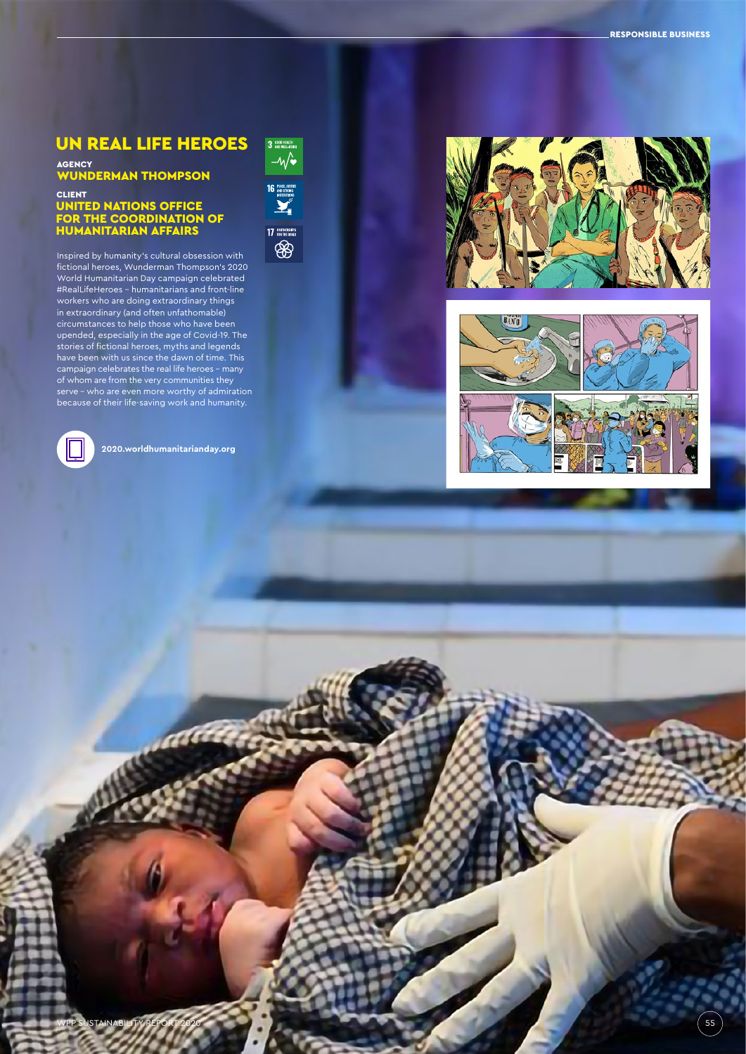## UN REAL LIFE HEROES

**AGENCY**
**WUNDERMAN THOMPSON**

**CLIENT**
**UNITED NATIONS OFFICE FOR THE COORDINATION OF HUMANITARIAN AFFAIRS**

Inspired by humanity's cultural obsession with fictional heroes, Wunderman Thompson's 2020 World Humanitarian Day campaign celebrated #RealLifeHeroes – humanitarians and front-line workers who are doing extraordinary things in extraordinary (and often unfathomable) circumstances to help those who have been upended, especially in the age of Covid-19. The stories of fictional heroes, myths and legends have been with us since the dawn of time. This campaign celebrates the real life heroes – many of whom are from the very communities they serve – who are even more worthy of admiration because of their life-saving work and humanity.

**2020.worldhumanitarianday.org**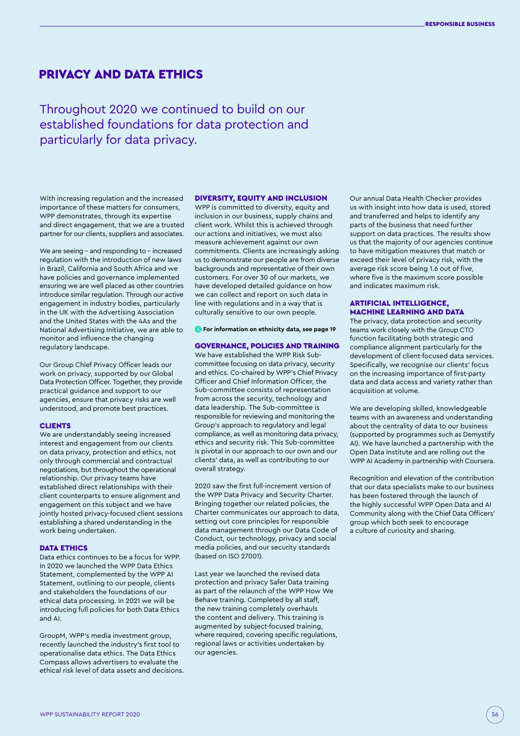# PRIVACY AND DATA ETHICS

Throughout 2020 we continued to build on our established foundations for data protection and particularly for data privacy.

With increasing regulation and the increased importance of these matters for consumers, WPP demonstrates, through its expertise and direct engagement, that we are a trusted partner for our clients, suppliers and associates.

We are seeing – and responding to – increased regulation with the introduction of new laws in Brazil, California and South Africa and we have policies and governance implemented ensuring we are well placed as other countries introduce similar regulation. Through our active engagement in industry bodies, particularly in the UK with the Advertising Association and the United States with the 4As and the National Advertising Initiative, we are able to monitor and influence the changing regulatory landscape.

Our Group Chief Privacy Officer leads our work on privacy, supported by our Global Data Protection Officer. Together, they provide practical guidance and support to our agencies, ensure that privacy risks are well understood, and promote best practices.

## CLIENTS

We are understandably seeing increased interest and engagement from our clients on data privacy, protection and ethics, not only through commercial and contractual negotiations, but throughout the operational relationship. Our privacy teams have established direct relationships with their client counterparts to ensure alignment and engagement on this subject and we have jointly hosted privacy-focused client sessions establishing a shared understanding in the work being undertaken.

## DATA ETHICS

Data ethics continues to be a focus for WPP. In 2020 we launched the WPP Data Ethics Statement, complemented by the WPP AI Statement, outlining to our people, clients and stakeholders the foundations of our ethical data processing. In 2021 we will be introducing full policies for both Data Ethics and AI.

GroupM, WPP's media investment group, recently launched the industry's first tool to operationalise data ethics. The Data Ethics Compass allows advertisers to evaluate the ethical risk level of data assets and decisions.

## DIVERSITY, EQUITY AND INCLUSION

WPP is committed to diversity, equity and inclusion in our business, supply chains and client work. Whilst this is achieved through our actions and initiatives, we must also measure achievement against our own commitments. Clients are increasingly asking us to demonstrate our people are from diverse backgrounds and representative of their own customers. For over 30 of our markets, we have developed detailed guidance on how we can collect and report on such data in line with regulations and in a way that is culturally sensitive to our own people.

**For information on ethnicity data, see page 19**

## GOVERNANCE, POLICIES AND TRAINING

We have established the WPP Risk Sub-committee focusing on data privacy, security and ethics. Co-chaired by WPP's Chief Privacy Officer and Chief Information Officer, the Sub-committee consists of representation from across the security, technology and data leadership. The Sub-committee is responsible for reviewing and monitoring the Group's approach to regulatory and legal compliance, as well as monitoring data privacy, ethics and security risk. This Sub-committee is pivotal in our approach to our own and our clients' data, as well as contributing to our overall strategy.

2020 saw the first full-increment version of the WPP Data Privacy and Security Charter. Bringing together our related policies, the Charter communicates our approach to data, setting out core principles for responsible data management through our Data Code of Conduct, our technology, privacy and social media policies, and our security standards (based on ISO 27001).

Last year we launched the revised data protection and privacy Safer Data training as part of the relaunch of the WPP How We Behave training. Completed by all staff, the new training completely overhauls the content and delivery. This training is augmented by subject-focused training, where required, covering specific regulations, regional laws or activities undertaken by our agencies.

Our annual Data Health Checker provides us with insight into how data is used, stored and transferred and helps to identify any parts of the business that need further support on data practices. The results show us that the majority of our agencies continue to have mitigation measures that match or exceed their level of privacy risk, with the average risk score being 1.6 out of five, where five is the maximum score possible and indicates maximum risk.

## ARTIFICIAL INTELLIGENCE, MACHINE LEARNING AND DATA

The privacy, data protection and security teams work closely with the Group CTO function facilitating both strategic and compliance alignment particularly for the development of client-focused data services. Specifically, we recognise our clients' focus on the increasing importance of first-party data and data access and variety rather than acquisition at volume.

We are developing skilled, knowledgeable teams with an awareness and understanding about the centrality of data to our business (supported by programmes such as Demystify AI). We have launched a partnership with the Open Data Institute and are rolling out the WPP AI Academy in partnership with Coursera.

Recognition and elevation of the contribution that our data specialists make to our business has been fostered through the launch of the highly successful WPP Open Data and AI Community along with the Chief Data Officers' group which both seek to encourage a culture of curiosity and sharing.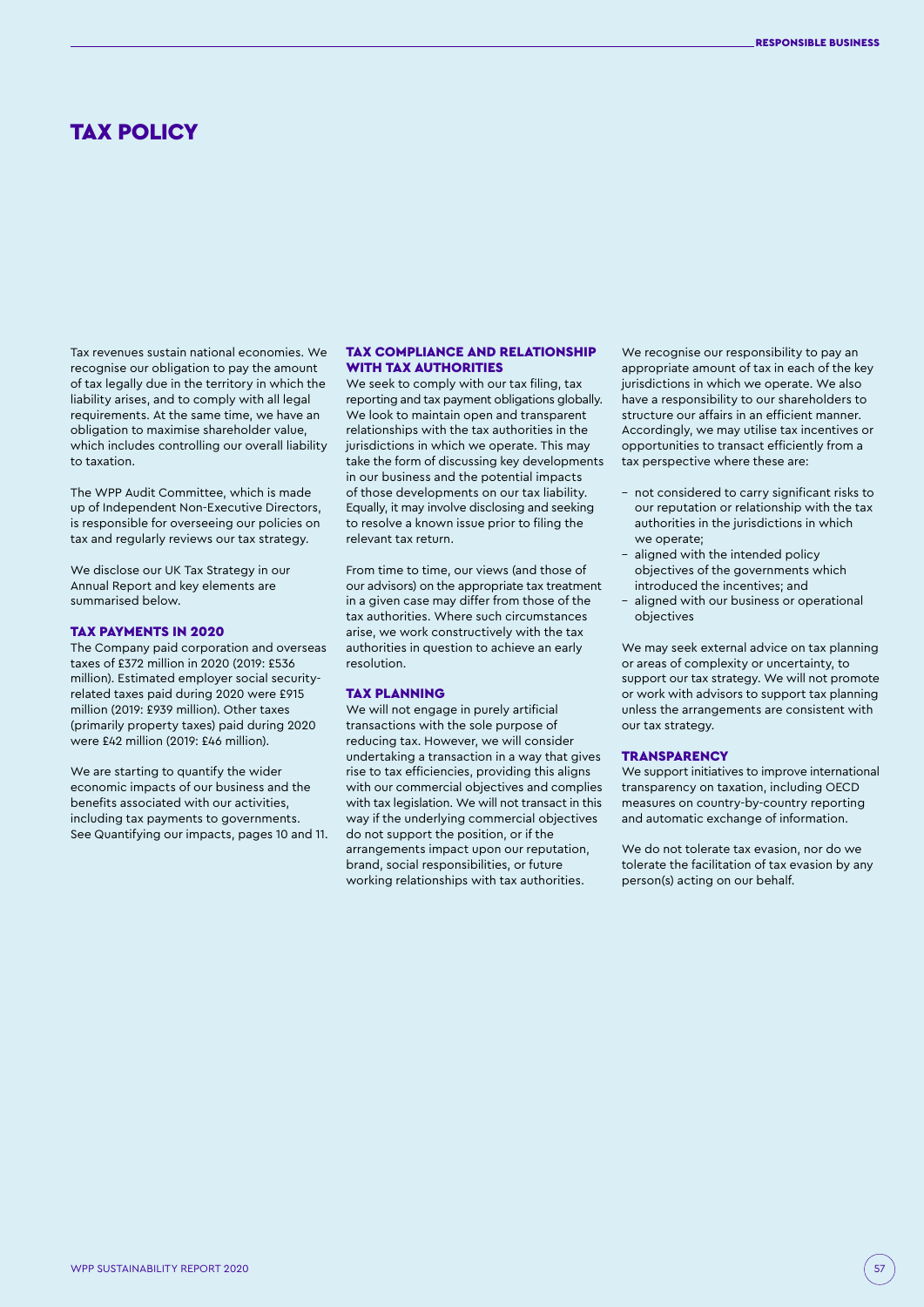# TAX POLICY

Tax revenues sustain national economies. We recognise our obligation to pay the amount of tax legally due in the territory in which the liability arises, and to comply with all legal requirements. At the same time, we have an obligation to maximise shareholder value, which includes controlling our overall liability to taxation.

The WPP Audit Committee, which is made up of Independent Non-Executive Directors, is responsible for overseeing our policies on tax and regularly reviews our tax strategy.

We disclose our UK Tax Strategy in our Annual Report and key elements are summarised below.

## TAX PAYMENTS IN 2020

The Company paid corporation and overseas taxes of £372 million in 2020 (2019: £536 million). Estimated employer social security-related taxes paid during 2020 were £915 million (2019: £939 million). Other taxes (primarily property taxes) paid during 2020 were £42 million (2019: £46 million).

We are starting to quantify the wider economic impacts of our business and the benefits associated with our activities, including tax payments to governments. See Quantifying our impacts, pages 10 and 11.

## TAX COMPLIANCE AND RELATIONSHIP WITH TAX AUTHORITIES

We seek to comply with our tax filing, tax reporting and tax payment obligations globally. We look to maintain open and transparent relationships with the tax authorities in the jurisdictions in which we operate. This may take the form of discussing key developments in our business and the potential impacts of those developments on our tax liability. Equally, it may involve disclosing and seeking to resolve a known issue prior to filing the relevant tax return.

From time to time, our views (and those of our advisors) on the appropriate tax treatment in a given case may differ from those of the tax authorities. Where such circumstances arise, we work constructively with the tax authorities in question to achieve an early resolution.

## TAX PLANNING

We will not engage in purely artificial transactions with the sole purpose of reducing tax. However, we will consider undertaking a transaction in a way that gives rise to tax efficiencies, providing this aligns with our commercial objectives and complies with tax legislation. We will not transact in this way if the underlying commercial objectives do not support the position, or if the arrangements impact upon our reputation, brand, social responsibilities, or future working relationships with tax authorities.

We recognise our responsibility to pay an appropriate amount of tax in each of the key jurisdictions in which we operate. We also have a responsibility to our shareholders to structure our affairs in an efficient manner. Accordingly, we may utilise tax incentives or opportunities to transact efficiently from a tax perspective where these are:

- not considered to carry significant risks to our reputation or relationship with the tax authorities in the jurisdictions in which we operate;
- aligned with the intended policy objectives of the governments which introduced the incentives; and
- aligned with our business or operational objectives

We may seek external advice on tax planning or areas of complexity or uncertainty, to support our tax strategy. We will not promote or work with advisors to support tax planning unless the arrangements are consistent with our tax strategy.

## TRANSPARENCY

We support initiatives to improve international transparency on taxation, including OECD measures on country-by-country reporting and automatic exchange of information.

We do not tolerate tax evasion, nor do we tolerate the facilitation of tax evasion by any person(s) acting on our behalf.